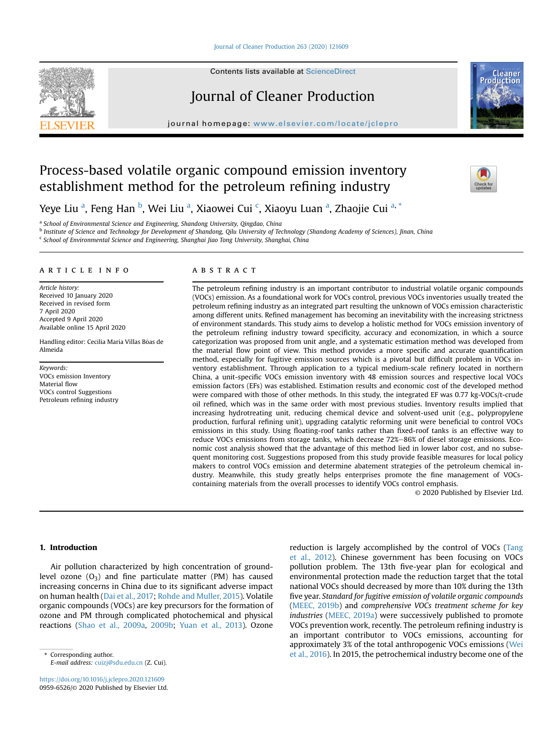# Process-based volatile organic compound emission inventory establishment method for the petroleum refining industry

Yeye Liu [a], Feng Han [b], Wei Liu [a], Xiaowei Cui [c], Xiaoyu Luan [a], Zhaojie Cui [a,*]

[a] School of Environmental Science and Engineering, Shandong University, Qingdao, China

[b] Institute of Science and Technology for Development of Shandong, Qilu University of Technology (Shandong Academy of Sciences), Jinan, China

[c] School of Environmental Science and Engineering, Shanghai Jiao Tong University, Shanghai, China

## ARTICLE INFO

*Article history:*
Received 10 January 2020
Received in revised form
7 April 2020
Accepted 9 April 2020
Available online 15 April 2020

Handling editor: Cecilia Maria Villas Bôas de Almeida

*Keywords:*
VOCs emission Inventory
Material flow
VOCs control Suggestions
Petroleum refining industry

## ABSTRACT

The petroleum refining industry is an important contributor to industrial volatile organic compounds (VOCs) emission. As a foundational work for VOCs control, previous VOCs inventories usually treated the petroleum refining industry as an integrated part resulting the unknown of VOCs emission characteristic among different units. Refined management has becoming an inevitability with the increasing strictness of environment standards. This study aims to develop a holistic method for VOCs emission inventory of the petroleum refining industry toward specificity, accuracy and economization, in which a source categorization was proposed from unit angle, and a systematic estimation method was developed from the material flow point of view. This method provides a more specific and accurate quantification method, especially for fugitive emission sources which is a pivotal but difficult problem in VOCs inventory establishment. Through application to a typical medium-scale refinery located in northern China, a unit-specific VOCs emission inventory with 48 emission sources and respective local VOCs emission factors (EFs) was established. Estimation results and economic cost of the developed method were compared with those of other methods. In this study, the integrated EF was 0.77 kg-VOCs/t-crude oil refined, which was in the same order with most previous studies. Inventory results implied that increasing hydrotreating unit, reducing chemical device and solvent-used unit (e.g., polypropylene production, furfural refining unit), upgrading catalytic reforming unit were beneficial to control VOCs emissions in this study. Using floating-roof tanks rather than fixed-roof tanks is an effective way to reduce VOCs emissions from storage tanks, which decrease 72%–86% of diesel storage emissions. Economic cost analysis showed that the advantage of this method lied in lower labor cost, and no subsequent monitoring cost. Suggestions proposed from this study provide feasible measures for local policy makers to control VOCs emission and determine abatement strategies of the petroleum chemical industry. Meanwhile, this study greatly helps enterprises promote the fine management of VOCs-containing materials from the overall processes to identify VOCs control emphasis.

© 2020 Published by Elsevier Ltd.

## 1. Introduction

Air pollution characterized by high concentration of ground-level ozone ($O_3$) and fine particulate matter (PM) has caused increasing concerns in China due to its significant adverse impact on human health (Dai et al., 2017; Rohde and Muller, 2015). Volatile organic compounds (VOCs) are key precursors for the formation of ozone and PM through complicated photochemical and physical reactions (Shao et al., 2009a, 2009b; Yuan et al., 2013). Ozone reduction is largely accomplished by the control of VOCs (Tang et al., 2012). Chinese government has been focusing on VOCs pollution problem. The 13th five-year plan for ecological and environmental protection made the reduction target that the total national VOCs should decreased by more than 10% during the 13th five year. *Standard for fugitive emission of volatile organic compounds* (MEEC, 2019b) and *comprehensive VOCs treatment scheme for key industries* (MEEC, 2019a) were successively published to promote VOCs prevention work, recently. The petroleum refining industry is an important contributor to VOCs emissions, accounting for approximately 3% of the total anthropogenic VOCs emissions (Wei et al., 2016). In 2015, the petrochemical industry become one of the

\* Corresponding author.
*E-mail address:* cuizj@sdu.edu.cn (Z. Cui).

https://doi.org/10.1016/j.jclepro.2020.121609
0959-6526/© 2020 Published by Elsevier Ltd.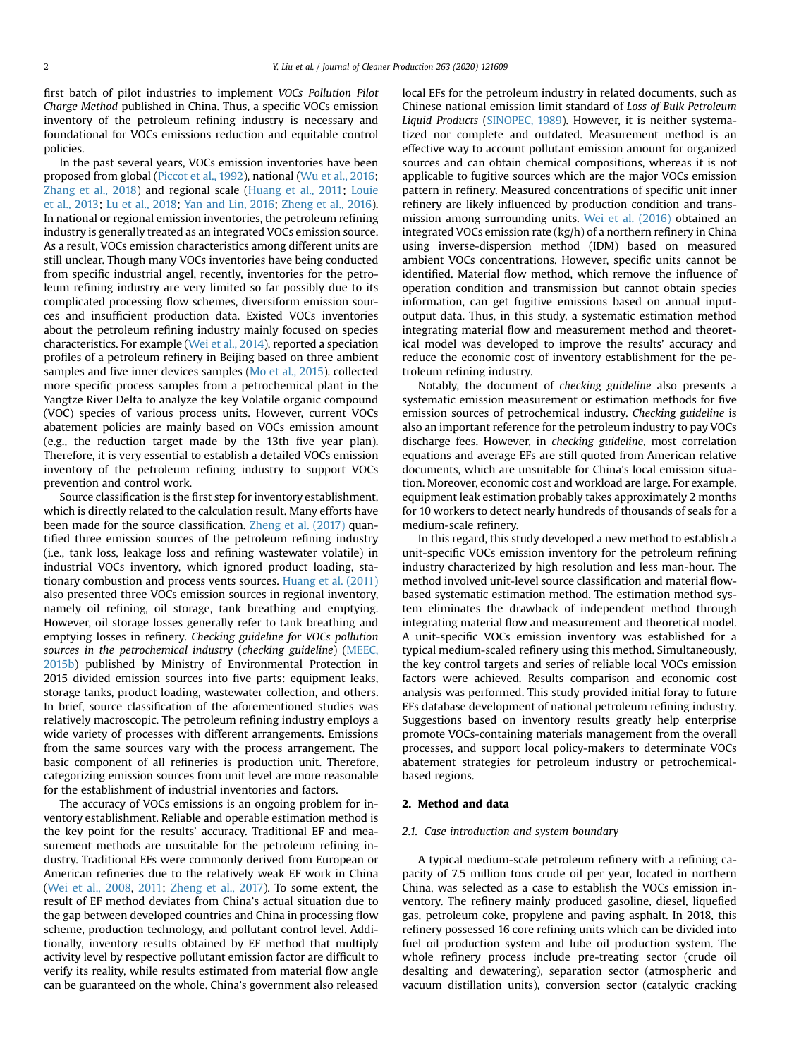first batch of pilot industries to implement *VOCs Pollution Pilot Charge Method* published in China. Thus, a specific VOCs emission inventory of the petroleum refining industry is necessary and foundational for VOCs emissions reduction and equitable control policies.

In the past several years, VOCs emission inventories have been proposed from global (Piccot et al., 1992), national (Wu et al., 2016; Zhang et al., 2018) and regional scale (Huang et al., 2011; Louie et al., 2013; Lu et al., 2018; Yan and Lin, 2016; Zheng et al., 2016). In national or regional emission inventories, the petroleum refining industry is generally treated as an integrated VOCs emission source. As a result, VOCs emission characteristics among different units are still unclear. Though many VOCs inventories have being conducted from specific industrial angel, recently, inventories for the petroleum refining industry are very limited so far possibly due to its complicated processing flow schemes, diversiform emission sources and insufficient production data. Existed VOCs inventories about the petroleum refining industry mainly focused on species characteristics. For example (Wei et al., 2014), reported a speciation profiles of a petroleum refinery in Beijing based on three ambient samples and five inner devices samples (Mo et al., 2015). collected more specific process samples from a petrochemical plant in the Yangtze River Delta to analyze the key Volatile organic compound (VOC) species of various process units. However, current VOCs abatement policies are mainly based on VOCs emission amount (e.g., the reduction target made by the 13th five year plan). Therefore, it is very essential to establish a detailed VOCs emission inventory of the petroleum refining industry to support VOCs prevention and control work.

Source classification is the first step for inventory establishment, which is directly related to the calculation result. Many efforts have been made for the source classification. Zheng et al. (2017) quantified three emission sources of the petroleum refining industry (i.e., tank loss, leakage loss and refining wastewater volatile) in industrial VOCs inventory, which ignored product loading, stationary combustion and process vents sources. Huang et al. (2011) also presented three VOCs emission sources in regional inventory, namely oil refining, oil storage, tank breathing and emptying. However, oil storage losses generally refer to tank breathing and emptying losses in refinery. *Checking guideline for VOCs pollution sources in the petrochemical industry* (*checking guideline*) (MEEC, 2015b) published by Ministry of Environmental Protection in 2015 divided emission sources into five parts: equipment leaks, storage tanks, product loading, wastewater collection, and others. In brief, source classification of the aforementioned studies was relatively macroscopic. The petroleum refining industry employs a wide variety of processes with different arrangements. Emissions from the same sources vary with the process arrangement. The basic component of all refineries is production unit. Therefore, categorizing emission sources from unit level are more reasonable for the establishment of industrial inventories and factors.

The accuracy of VOCs emissions is an ongoing problem for inventory establishment. Reliable and operable estimation method is the key point for the results' accuracy. Traditional EF and measurement methods are unsuitable for the petroleum refining industry. Traditional EFs were commonly derived from European or American refineries due to the relatively weak EF work in China (Wei et al., 2008, 2011; Zheng et al., 2017). To some extent, the result of EF method deviates from China's actual situation due to the gap between developed countries and China in processing flow scheme, production technology, and pollutant control level. Additionally, inventory results obtained by EF method that multiply activity level by respective pollutant emission factor are difficult to verify its reality, while results estimated from material flow angle can be guaranteed on the whole. China's government also released local EFs for the petroleum industry in related documents, such as Chinese national emission limit standard of *Loss of Bulk Petroleum Liquid Products* (SINOPEC, 1989). However, it is neither systematized nor complete and outdated. Measurement method is an effective way to account pollutant emission amount for organized sources and can obtain chemical compositions, whereas it is not applicable to fugitive sources which are the major VOCs emission pattern in refinery. Measured concentrations of specific unit inner refinery are likely influenced by production condition and transmission among surrounding units. Wei et al. (2016) obtained an integrated VOCs emission rate (kg/h) of a northern refinery in China using inverse-dispersion method (IDM) based on measured ambient VOCs concentrations. However, specific units cannot be identified. Material flow method, which remove the influence of operation condition and transmission but cannot obtain species information, can get fugitive emissions based on annual input-output data. Thus, in this study, a systematic estimation method integrating material flow and measurement method and theoretical model was developed to improve the results' accuracy and reduce the economic cost of inventory establishment for the petroleum refining industry.

Notably, the document of *checking guideline* also presents a systematic emission measurement or estimation methods for five emission sources of petrochemical industry. *Checking guideline* is also an important reference for the petroleum industry to pay VOCs discharge fees. However, in *checking guideline*, most correlation equations and average EFs are still quoted from American relative documents, which are unsuitable for China's local emission situation. Moreover, economic cost and workload are large. For example, equipment leak estimation probably takes approximately 2 months for 10 workers to detect nearly hundreds of thousands of seals for a medium-scale refinery.

In this regard, this study developed a new method to establish a unit-specific VOCs emission inventory for the petroleum refining industry characterized by high resolution and less man-hour. The method involved unit-level source classification and material flow-based systematic estimation method. The estimation method system eliminates the drawback of independent method through integrating material flow and measurement and theoretical model. A unit-specific VOCs emission inventory was established for a typical medium-scaled refinery using this method. Simultaneously, the key control targets and series of reliable local VOCs emission factors were achieved. Results comparison and economic cost analysis was performed. This study provided initial foray to future EFs database development of national petroleum refining industry. Suggestions based on inventory results greatly help enterprise promote VOCs-containing materials management from the overall processes, and support local policy-makers to determinate VOCs abatement strategies for petroleum industry or petrochemical-based regions.

## 2. Method and data

### 2.1. Case introduction and system boundary

A typical medium-scale petroleum refinery with a refining capacity of 7.5 million tons crude oil per year, located in northern China, was selected as a case to establish the VOCs emission inventory. The refinery mainly produced gasoline, diesel, liquefied gas, petroleum coke, propylene and paving asphalt. In 2018, this refinery possessed 16 core refining units which can be divided into fuel oil production system and lube oil production system. The whole refinery process include pre-treating sector (crude oil desalting and dewatering), separation sector (atmospheric and vacuum distillation units), conversion sector (catalytic cracking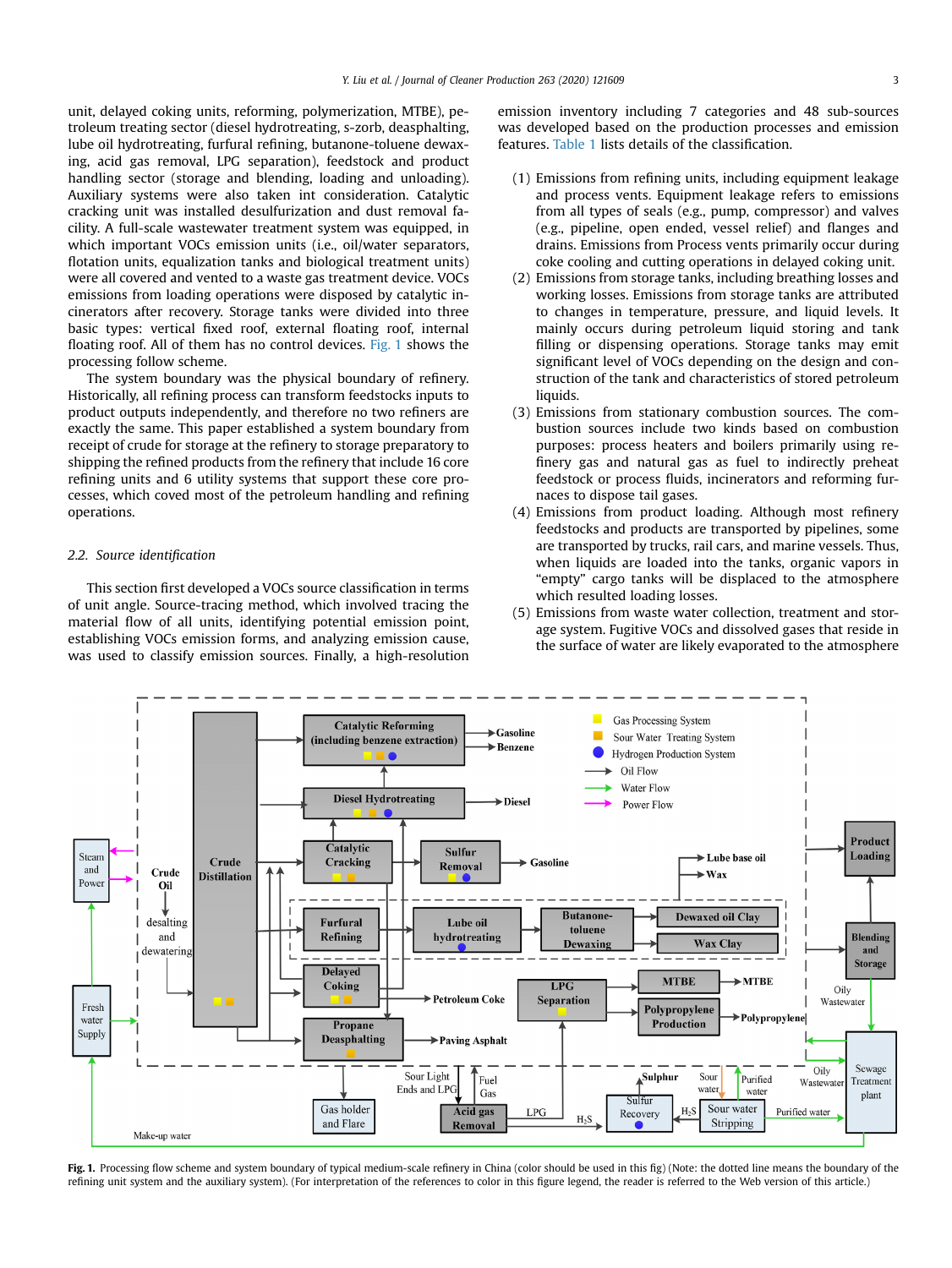unit, delayed coking units, reforming, polymerization, MTBE), petroleum treating sector (diesel hydrotreating, s-zorb, deasphalting, lube oil hydrotreating, furfural refining, butanone-toluene dewaxing, acid gas removal, LPG separation), feedstock and product handling sector (storage and blending, loading and unloading). Auxiliary systems were also taken int consideration. Catalytic cracking unit was installed desulfurization and dust removal facility. A full-scale wastewater treatment system was equipped, in which important VOCs emission units (i.e., oil/water separators, flotation units, equalization tanks and biological treatment units) were all covered and vented to a waste gas treatment device. VOCs emissions from loading operations were disposed by catalytic incinerators after recovery. Storage tanks were divided into three basic types: vertical fixed roof, external floating roof, internal floating roof. All of them has no control devices. Fig. 1 shows the processing follow scheme.

The system boundary was the physical boundary of refinery. Historically, all refining process can transform feedstocks inputs to product outputs independently, and therefore no two refiners are exactly the same. This paper established a system boundary from receipt of crude for storage at the refinery to storage preparatory to shipping the refined products from the refinery that include 16 core refining units and 6 utility systems that support these core processes, which coved most of the petroleum handling and refining operations.

## 2.2. Source identification

This section first developed a VOCs source classification in terms of unit angle. Source-tracing method, which involved tracing the material flow of all units, identifying potential emission point, establishing VOCs emission forms, and analyzing emission cause, was used to classify emission sources. Finally, a high-resolution emission inventory including 7 categories and 48 sub-sources was developed based on the production processes and emission features. Table 1 lists details of the classification.

(1) Emissions from refining units, including equipment leakage and process vents. Equipment leakage refers to emissions from all types of seals (e.g., pump, compressor) and valves (e.g., pipeline, open ended, vessel relief) and flanges and drains. Emissions from Process vents primarily occur during coke cooling and cutting operations in delayed coking unit.
(2) Emissions from storage tanks, including breathing losses and working losses. Emissions from storage tanks are attributed to changes in temperature, pressure, and liquid levels. It mainly occurs during petroleum liquid storing and tank filling or dispensing operations. Storage tanks may emit significant level of VOCs depending on the design and construction of the tank and characteristics of stored petroleum liquids.
(3) Emissions from stationary combustion sources. The combustion sources include two kinds based on combustion purposes: process heaters and boilers primarily using refinery gas and natural gas as fuel to indirectly preheat feedstock or process fluids, incinerators and reforming furnaces to dispose tail gases.
(4) Emissions from product loading. Although most refinery feedstocks and products are transported by pipelines, some are transported by trucks, rail cars, and marine vessels. Thus, when liquids are loaded into the tanks, organic vapors in "empty" cargo tanks will be displaced to the atmosphere which resulted loading losses.
(5) Emissions from waste water collection, treatment and storage system. Fugitive VOCs and dissolved gases that reside in the surface of water are likely evaporated to the atmosphere

**Fig. 1.** Processing flow scheme and system boundary of typical medium-scale refinery in China (color should be used in this fig) (Note: the dotted line means the boundary of the refining unit system and the auxiliary system). (For interpretation of the references to color in this figure legend, the reader is referred to the Web version of this article.)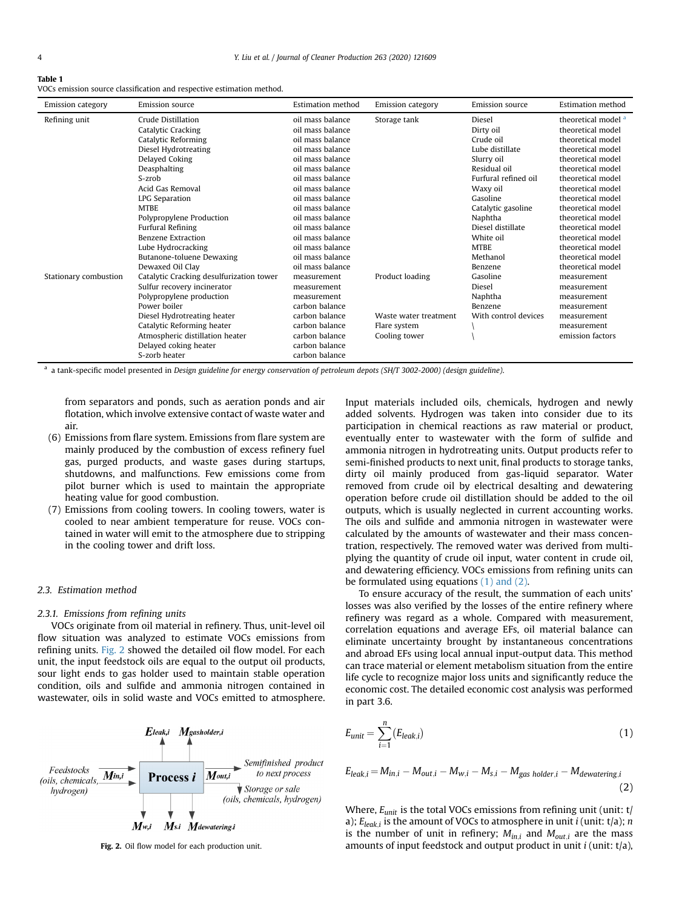**Table 1**
VOCs emission source classification and respective estimation method.

| Emission category | Emission source | Estimation method | Emission category | Emission source | Estimation method |
|---|---|---|---|---|---|
| Refining unit | Crude Distillation | oil mass balance | Storage tank | Diesel | theoretical model [a] |
| | Catalytic Cracking | oil mass balance | | Dirty oil | theoretical model |
| | Catalytic Reforming | oil mass balance | | Crude oil | theoretical model |
| | Diesel Hydrotreating | oil mass balance | | Lube distillate | theoretical model |
| | Delayed Coking | oil mass balance | | Slurry oil | theoretical model |
| | Deasphalting | oil mass balance | | Residual oil | theoretical model |
| | S-zrob | oil mass balance | | Furfural refined oil | theoretical model |
| | Acid Gas Removal | oil mass balance | | Waxy oil | theoretical model |
| | LPG Separation | oil mass balance | | Gasoline | theoretical model |
| | MTBE | oil mass balance | | Catalytic gasoline | theoretical model |
| | Polypropylene Production | oil mass balance | | Naphtha | theoretical model |
| | Furfural Refining | oil mass balance | | Diesel distillate | theoretical model |
| | Benzene Extraction | oil mass balance | | White oil | theoretical model |
| | Lube Hydrocracking | oil mass balance | | MTBE | theoretical model |
| | Butanone-toluene Dewaxing | oil mass balance | | Methanol | theoretical model |
| | Dewaxed Oil Clay | oil mass balance | | Benzene | theoretical model |
| Stationary combustion | Catalytic Cracking desulfurization tower | measurement | Product loading | Gasoline | measurement |
| | Sulfur recovery incinerator | measurement | | Diesel | measurement |
| | Polypropylene production | measurement | | Naphtha | measurement |
| | Power boiler | carbon balance | | Benzene | measurement |
| | Diesel Hydrotreating heater | carbon balance | Waste water treatment | With control devices | measurement |
| | Catalytic Reforming heater | carbon balance | Flare system | \ | measurement |
| | Atmospheric distillation heater | carbon balance | Cooling tower | \ | emission factors |
| | Delayed coking heater | carbon balance | | | |
| | S-zorb heater | carbon balance | | | |

[a] a tank-specific model presented in *Design guideline for energy conservation of petroleum depots (SH/T 3002-2000) (design guideline)*.

from separators and ponds, such as aeration ponds and air flotation, which involve extensive contact of waste water and air.

(6) Emissions from flare system. Emissions from flare system are mainly produced by the combustion of excess refinery fuel gas, purged products, and waste gases during startups, shutdowns, and malfunctions. Few emissions come from pilot burner which is used to maintain the appropriate heating value for good combustion.

(7) Emissions from cooling towers. In cooling towers, water is cooled to near ambient temperature for reuse. VOCs contained in water will emit to the atmosphere due to stripping in the cooling tower and drift loss.

### 2.3. Estimation method

#### 2.3.1. Emissions from refining units

VOCs originate from oil material in refinery. Thus, unit-level oil flow situation was analyzed to estimate VOCs emissions from refining units. Fig. 2 showed the detailed oil flow model. For each unit, the input feedstock oils are equal to the output oil products, sour light ends to gas holder used to maintain stable operation condition, oils and sulfide and ammonia nitrogen contained in wastewater, oils in solid waste and VOCs emitted to atmosphere.

Fig. 2. Oil flow model for each production unit.

Input materials included oils, chemicals, hydrogen and newly added solvents. Hydrogen was taken into consider due to its participation in chemical reactions as raw material or product, eventually enter to wastewater with the form of sulfide and ammonia nitrogen in hydrotreating units. Output products refer to semi-finished products to next unit, final products to storage tanks, dirty oil mainly produced from gas-liquid separator. Water removed from crude oil by electrical desalting and dewatering operation before crude oil distillation should be added to the oil outputs, which is usually neglected in current accounting works. The oils and sulfide and ammonia nitrogen in wastewater were calculated by the amounts of wastewater and their mass concentration, respectively. The removed water was derived from multiplying the quantity of crude oil input, water content in crude oil, and dewatering efficiency. VOCs emissions from refining units can be formulated using equations (1) and (2).

To ensure accuracy of the result, the summation of each units' losses was also verified by the losses of the entire refinery where refinery was regard as a whole. Compared with measurement, correlation equations and average EFs, oil material balance can eliminate uncertainty brought by instantaneous concentrations and abroad EFs using local annual input-output data. This method can trace material or element metabolism situation from the entire life cycle to recognize major loss units and significantly reduce the economic cost. The detailed economic cost analysis was performed in part 3.6.

$$E_{unit} = \sum_{i=1}^{n} (E_{leak,i}) \tag{1}$$

$$E_{leak,i} = M_{in,i} - M_{out,i} - M_{w,i} - M_{s,i} - M_{gas\ holder,i} - M_{dewatering,i} \tag{2}$$

Where, $E_{unit}$ is the total VOCs emissions from refining unit (unit: t/a); $E_{leak,i}$ is the amount of VOCs to atmosphere in unit $i$ (unit: t/a); $n$ is the number of unit in refinery; $M_{in,i}$ and $M_{out,i}$ are the mass amounts of input feedstock and output product in unit $i$ (unit: t/a),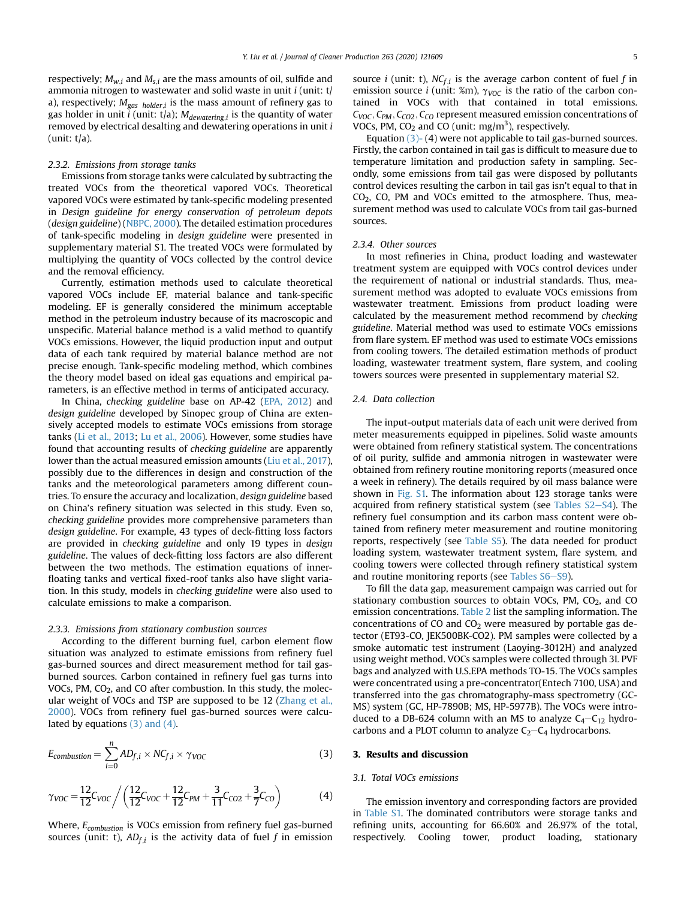respectively; $M_{w,i}$ and $M_{s,i}$ are the mass amounts of oil, sulfide and ammonia nitrogen to wastewater and solid waste in unit $i$ (unit: t/a), respectively; $M_{gas\ holder,i}$ is the mass amount of refinery gas to gas holder in unit $i$ (unit: t/a); $M_{dewatering,i}$ is the quantity of water removed by electrical desalting and dewatering operations in unit $i$ (unit: t/a).

#### 2.3.2. Emissions from storage tanks

Emissions from storage tanks were calculated by subtracting the treated VOCs from the theoretical vapored VOCs. Theoretical vapored VOCs were estimated by tank-specific modeling presented in *Design guideline for energy conservation of petroleum depots* (*design guideline*) (NBPC, 2000). The detailed estimation procedures of tank-specific modeling in *design guideline* were presented in supplementary material S1. The treated VOCs were formulated by multiplying the quantity of VOCs collected by the control device and the removal efficiency.

Currently, estimation methods used to calculate theoretical vapored VOCs include EF, material balance and tank-specific modeling. EF is generally considered the minimum acceptable method in the petroleum industry because of its macroscopic and unspecific. Material balance method is a valid method to quantify VOCs emissions. However, the liquid production input and output data of each tank required by material balance method are not precise enough. Tank-specific modeling method, which combines the theory model based on ideal gas equations and empirical parameters, is an effective method in terms of anticipated accuracy.

In China, *checking guideline* base on AP-42 (EPA, 2012) and *design guideline* developed by Sinopec group of China are extensively accepted models to estimate VOCs emissions from storage tanks (Li et al., 2013; Lu et al., 2006). However, some studies have found that accounting results of *checking guideline* are apparently lower than the actual measured emission amounts (Liu et al., 2017), possibly due to the differences in design and construction of the tanks and the meteorological parameters among different countries. To ensure the accuracy and localization, *design guideline* based on China's refinery situation was selected in this study. Even so, *checking guideline* provides more comprehensive parameters than *design guideline*. For example, 43 types of deck-fitting loss factors are provided in *checking guideline* and only 19 types in *design guideline*. The values of deck-fitting loss factors are also different between the two methods. The estimation equations of inner-floating tanks and vertical fixed-roof tanks also have slight variation. In this study, models in *checking guideline* were also used to calculate emissions to make a comparison.

#### 2.3.3. Emissions from stationary combustion sources

According to the different burning fuel, carbon element flow situation was analyzed to estimate emissions from refinery fuel gas-burned sources and direct measurement method for tail gas-burned sources. Carbon contained in refinery fuel gas turns into VOCs, PM, $CO_2$, and CO after combustion. In this study, the molecular weight of VOCs and TSP are supposed to be 12 (Zhang et al., 2000). VOCs from refinery fuel gas-burned sources were calculated by equations (3) and (4).

$$E_{combustion} = \sum_{i=0}^{n} AD_{f,i} \times NC_{f,i} \times \gamma_{VOC} \tag{3}$$

$$\gamma_{VOC} = \frac{12}{12}C_{VOC} \Big/ \left(\frac{12}{12}C_{VOC} + \frac{12}{12}C_{PM} + \frac{3}{11}C_{CO2} + \frac{3}{7}C_{CO}\right) \tag{4}$$

Where, $E_{combustion}$ is VOCs emission from refinery fuel gas-burned sources (unit: t), $AD_{f,i}$ is the activity data of fuel $f$ in emission source $i$ (unit: t), $NC_{f,i}$ is the average carbon content of fuel $f$ in emission source $i$ (unit: %m), $\gamma_{VOC}$ is the ratio of the carbon contained in VOCs with that contained in total emissions. $C_{VOC}, C_{PM}, C_{CO2}, C_{CO}$ represent measured emission concentrations of VOCs, PM, $CO_2$ and CO (unit: mg/m$^3$), respectively.

Equation (3)- (4) were not applicable to tail gas-burned sources. Firstly, the carbon contained in tail gas is difficult to measure due to temperature limitation and production safety in sampling. Secondly, some emissions from tail gas were disposed by pollutants control devices resulting the carbon in tail gas isn't equal to that in $CO_2$, CO, PM and VOCs emitted to the atmosphere. Thus, measurement method was used to calculate VOCs from tail gas-burned sources.

#### 2.3.4. Other sources

In most refineries in China, product loading and wastewater treatment system are equipped with VOCs control devices under the requirement of national or industrial standards. Thus, measurement method was adopted to evaluate VOCs emissions from wastewater treatment. Emissions from product loading were calculated by the measurement method recommend by *checking guideline*. Material method was used to estimate VOCs emissions from flare system. EF method was used to estimate VOCs emissions from cooling towers. The detailed estimation methods of product loading, wastewater treatment system, flare system, and cooling towers sources were presented in supplementary material S2.

### 2.4. Data collection

The input-output materials data of each unit were derived from meter measurements equipped in pipelines. Solid waste amounts were obtained from refinery statistical system. The concentrations of oil purity, sulfide and ammonia nitrogen in wastewater were obtained from refinery routine monitoring reports (measured once a week in refinery). The details required by oil mass balance were shown in Fig. S1. The information about 123 storage tanks were acquired from refinery statistical system (see Tables S2–S4). The refinery fuel consumption and its carbon mass content were obtained from refinery meter measurement and routine monitoring reports, respectively (see Table S5). The data needed for product loading system, wastewater treatment system, flare system, and cooling towers were collected through refinery statistical system and routine monitoring reports (see Tables S6–S9).

To fill the data gap, measurement campaign was carried out for stationary combustion sources to obtain VOCs, PM, $CO_2$, and CO emission concentrations. Table 2 list the sampling information. The concentrations of CO and $CO_2$ were measured by portable gas detector (ET93-CO, JEK500BK-CO2). PM samples were collected by a smoke automatic test instrument (Laoying-3012H) and analyzed using weight method. VOCs samples were collected through 3L PVF bags and analyzed with U.S.EPA methods TO-15. The VOCs samples were concentrated using a pre-concentrator(Entech 7100, USA) and transferred into the gas chromatography-mass spectrometry (GC-MS) system (GC, HP-7890B; MS, HP-5977B). The VOCs were introduced to a DB-624 column with an MS to analyze $C_4$–$C_{12}$ hydrocarbons and a PLOT column to analyze $C_2$–$C_4$ hydrocarbons.

## 3. Results and discussion

### 3.1. Total VOCs emissions

The emission inventory and corresponding factors are provided in Table S1. The dominated contributors were storage tanks and refining units, accounting for 66.60% and 26.97% of the total, respectively. Cooling tower, product loading, stationary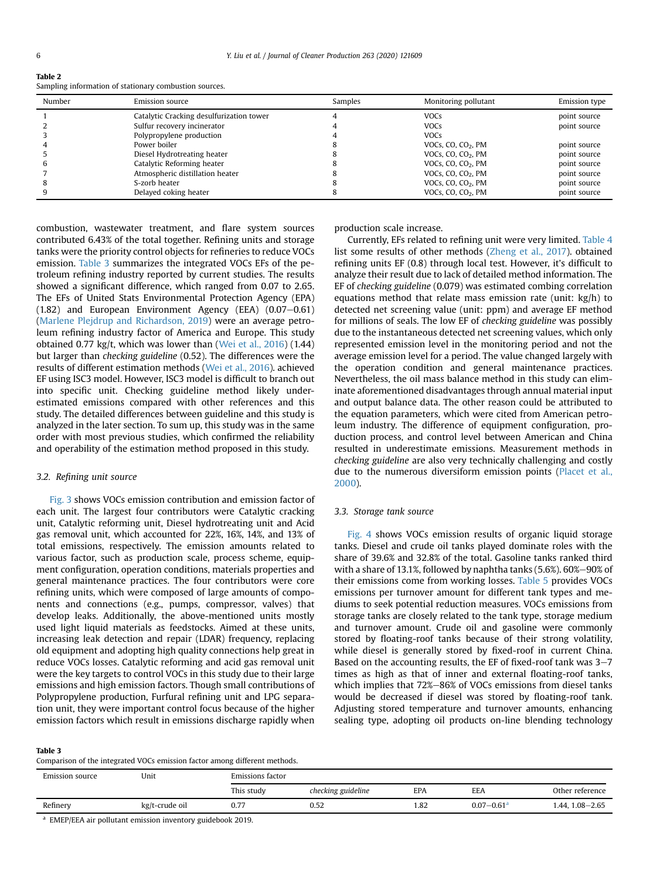**Table 2**
Sampling information of stationary combustion sources.

| Number | Emission source | Samples | Monitoring pollutant | Emission type |
|---|---|---|---|---|
| 1 | Catalytic Cracking desulfurization tower | 4 | VOCs | point source |
| 2 | Sulfur recovery incinerator | 4 | VOCs | point source |
| 3 | Polypropylene production | 4 | VOCs | |
| 4 | Power boiler | 8 | VOCs, CO, $CO_2$, PM | point source |
| 5 | Diesel Hydrotreating heater | 8 | VOCs, CO, $CO_2$, PM | point source |
| 6 | Catalytic Reforming heater | 8 | VOCs, CO, $CO_2$, PM | point source |
| 7 | Atmospheric distillation heater | 8 | VOCs, CO, $CO_2$, PM | point source |
| 8 | S-zorb heater | 8 | VOCs, CO, $CO_2$, PM | point source |
| 9 | Delayed coking heater | 8 | VOCs, CO, $CO_2$, PM | point source |

combustion, wastewater treatment, and flare system sources contributed 6.43% of the total together. Refining units and storage tanks were the priority control objects for refineries to reduce VOCs emission. Table 3 summarizes the integrated VOCs EFs of the petroleum refining industry reported by current studies. The results showed a significant difference, which ranged from 0.07 to 2.65. The EFs of United Stats Environmental Protection Agency (EPA) (1.82) and European Environment Agency (EEA) (0.07–0.61) (Marlene Plejdrup and Richardson, 2019) were an average petroleum refining industry factor of America and Europe. This study obtained 0.77 kg/t, which was lower than (Wei et al., 2016) (1.44) but larger than *checking guideline* (0.52). The differences were the results of different estimation methods (Wei et al., 2016). achieved EF using ISC3 model. However, ISC3 model is difficult to branch out into specific unit. Checking guideline method likely underestimated emissions compared with other references and this study. The detailed differences between guideline and this study is analyzed in the later section. To sum up, this study was in the same order with most previous studies, which confirmed the reliability and operability of the estimation method proposed in this study.

### 3.2. Refining unit source

Fig. 3 shows VOCs emission contribution and emission factor of each unit. The largest four contributors were Catalytic cracking unit, Catalytic reforming unit, Diesel hydrotreating unit and Acid gas removal unit, which accounted for 22%, 16%, 14%, and 13% of total emissions, respectively. The emission amounts related to various factor, such as production scale, process scheme, equipment configuration, operation conditions, materials properties and general maintenance practices. The four contributors were core refining units, which were composed of large amounts of components and connections (e.g., pumps, compressor, valves) that develop leaks. Additionally, the above-mentioned units mostly used light liquid materials as feedstocks. Aimed at these units, increasing leak detection and repair (LDAR) frequency, replacing old equipment and adopting high quality connections help great in reduce VOCs losses. Catalytic reforming and acid gas removal unit were the key targets to control VOCs in this study due to their large emissions and high emission factors. Though small contributions of Polypropylene production, Furfural refining unit and LPG separation unit, they were important control focus because of the higher emission factors which result in emissions discharge rapidly when production scale increase.

Currently, EFs related to refining unit were very limited. Table 4 list some results of other methods (Zheng et al., 2017). obtained refining units EF (0.8) through local test. However, it's difficult to analyze their result due to lack of detailed method information. The EF of *checking guideline* (0.079) was estimated combing correlation equations method that relate mass emission rate (unit: kg/h) to detected net screening value (unit: ppm) and average EF method for millions of seals. The low EF of *checking guideline* was possibly due to the instantaneous detected net screening values, which only represented emission level in the monitoring period and not the average emission level for a period. The value changed largely with the operation condition and general maintenance practices. Nevertheless, the oil mass balance method in this study can eliminate aforementioned disadvantages through annual material input and output balance data. The other reason could be attributed to the equation parameters, which were cited from American petroleum industry. The difference of equipment configuration, production process, and control level between American and China resulted in underestimate emissions. Measurement methods in *checking guideline* are also very technically challenging and costly due to the numerous diversiform emission points (Placet et al., 2000).

### 3.3. Storage tank source

Fig. 4 shows VOCs emission results of organic liquid storage tanks. Diesel and crude oil tanks played dominate roles with the share of 39.6% and 32.8% of the total. Gasoline tanks ranked third with a share of 13.1%, followed by naphtha tanks (5.6%). 60%–90% of their emissions come from working losses. Table 5 provides VOCs emissions per turnover amount for different tank types and mediums to seek potential reduction measures. VOCs emissions from storage tanks are closely related to the tank type, storage medium and turnover amount. Crude oil and gasoline were commonly stored by floating-roof tanks because of their strong volatility, while diesel is generally stored by fixed-roof in current China. Based on the accounting results, the EF of fixed-roof tank was 3–7 times as high as that of inner and external floating-roof tanks, which implies that 72%–86% of VOCs emissions from diesel tanks would be decreased if diesel was stored by floating-roof tank. Adjusting stored temperature and turnover amounts, enhancing sealing type, adopting oil products on-line blending technology

**Table 3**
Comparison of the integrated VOCs emission factor among different methods.

| Emission source | Unit | Emissions factor | | | | |
|---|---|---|---|---|---|---|
| | | This study | *checking guideline* | EPA | EEA | Other reference |
| Refinery | kg/t-crude oil | 0.77 | 0.52 | 1.82 | 0.07–0.61[a] | 1.44, 1.08–2.65 |

[a] EMEP/EEA air pollutant emission inventory guidebook 2019.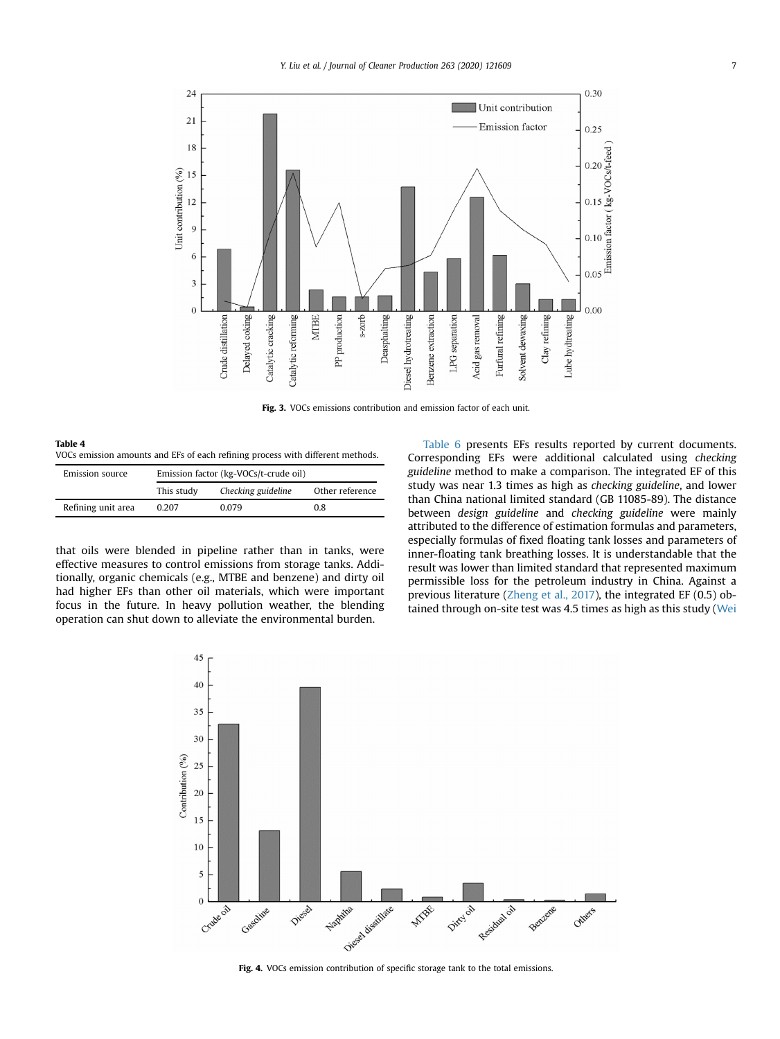Fig. 3. VOCs emissions contribution and emission factor of each unit.

**Table 4**
VOCs emission amounts and EFs of each refining process with different methods.

| Emission source | Emission factor (kg-VOCs/t-crude oil) | | |
|---|---|---|---|
| | This study | *Checking guideline* | Other reference |
| Refining unit area | 0.207 | 0.079 | 0.8 |

that oils were blended in pipeline rather than in tanks, were effective measures to control emissions from storage tanks. Additionally, organic chemicals (e.g., MTBE and benzene) and dirty oil had higher EFs than other oil materials, which were important focus in the future. In heavy pollution weather, the blending operation can shut down to alleviate the environmental burden.

Table 6 presents EFs results reported by current documents. Corresponding EFs were additional calculated using *checking guideline* method to make a comparison. The integrated EF of this study was near 1.3 times as high as *checking guideline*, and lower than China national limited standard (GB 11085-89). The distance between *design guideline* and *checking guideline* were mainly attributed to the difference of estimation formulas and parameters, especially formulas of fixed floating tank losses and parameters of inner-floating tank breathing losses. It is understandable that the result was lower than limited standard that represented maximum permissible loss for the petroleum industry in China. Against a previous literature (Zheng et al., 2017), the integrated EF (0.5) obtained through on-site test was 4.5 times as high as this study (Wei

Fig. 4. VOCs emission contribution of specific storage tank to the total emissions.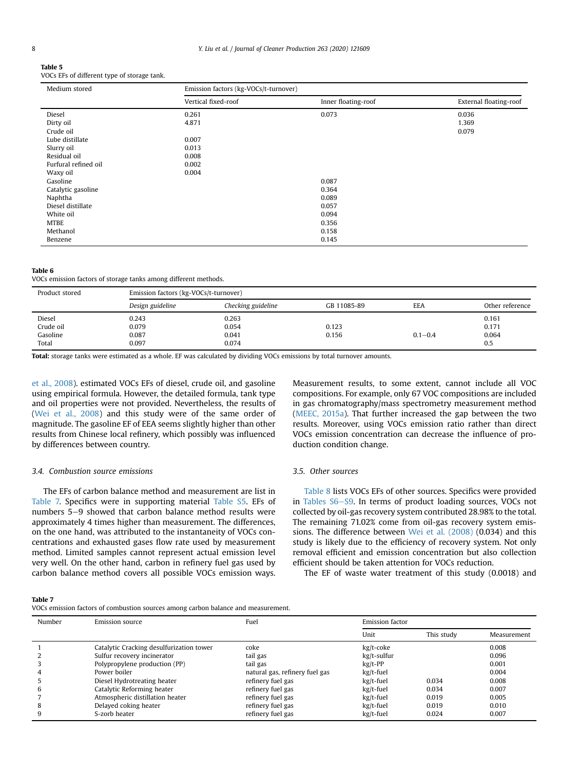**Table 5**
VOCs EFs of different type of storage tank.

| Medium stored | Emission factors (kg-VOCs/t-turnover) | | |
|---|---|---|---|
| | Vertical fixed-roof | Inner floating-roof | External floating-roof |
| Diesel | 0.261 | 0.073 | 0.036 |
| Dirty oil | 4.871 | | 1.369 |
| Crude oil | | | 0.079 |
| Lube distillate | 0.007 | | |
| Slurry oil | 0.013 | | |
| Residual oil | 0.008 | | |
| Furfural refined oil | 0.002 | | |
| Waxy oil | 0.004 | | |
| Gasoline | | 0.087 | |
| Catalytic gasoline | | 0.364 | |
| Naphtha | | 0.089 | |
| Diesel distillate | | 0.057 | |
| White oil | | 0.094 | |
| MTBE | | 0.356 | |
| Methanol | | 0.158 | |
| Benzene | | 0.145 | |

**Table 6**
VOCs emission factors of storage tanks among different methods.

| Product stored | Emission factors (kg-VOCs/t-turnover) | | | | |
|---|---|---|---|---|---|
| | *Design guideline* | *Checking guideline* | GB 11085-89 | EEA | Other reference |
| Diesel | 0.243 | 0.263 | | | 0.161 |
| Crude oil | 0.079 | 0.054 | 0.123 | | 0.171 |
| Gasoline | 0.087 | 0.041 | 0.156 | 0.1–0.4 | 0.064 |
| Total | 0.097 | 0.074 | | | 0.5 |

**Total:** storage tanks were estimated as a whole. EF was calculated by dividing VOCs emissions by total turnover amounts.

et al., 2008). estimated VOCs EFs of diesel, crude oil, and gasoline using empirical formula. However, the detailed formula, tank type and oil properties were not provided. Nevertheless, the results of (Wei et al., 2008) and this study were of the same order of magnitude. The gasoline EF of EEA seems slightly higher than other results from Chinese local refinery, which possibly was influenced by differences between country.

### 3.4. Combustion source emissions

The EFs of carbon balance method and measurement are list in Table 7. Specifics were in supporting material Table S5. EFs of numbers 5–9 showed that carbon balance method results were approximately 4 times higher than measurement. The differences, on the one hand, was attributed to the instantaneity of VOCs concentrations and exhausted gases flow rate used by measurement method. Limited samples cannot represent actual emission level very well. On the other hand, carbon in refinery fuel gas used by carbon balance method covers all possible VOCs emission ways. Measurement results, to some extent, cannot include all VOC compositions. For example, only 67 VOC compositions are included in gas chromatography/mass spectrometry measurement method (MEEC, 2015a). That further increased the gap between the two results. Moreover, using VOCs emission ratio rather than direct VOCs emission concentration can decrease the influence of production condition change.

### 3.5. Other sources

Table 8 lists VOCs EFs of other sources. Specifics were provided in Tables S6–S9. In terms of product loading sources, VOCs not collected by oil-gas recovery system contributed 28.98% to the total. The remaining 71.02% come from oil-gas recovery system emissions. The difference between Wei et al. (2008) (0.034) and this study is likely due to the efficiency of recovery system. Not only removal efficient and emission concentration but also collection efficient should be taken attention for VOCs reduction.

The EF of waste water treatment of this study (0.0018) and

**Table 7**
VOCs emission factors of combustion sources among carbon balance and measurement.

| Number | Emission source | Fuel | Emission factor | | |
|---|---|---|---|---|---|
| | | | Unit | This study | Measurement |
| 1 | Catalytic Cracking desulfurization tower | coke | kg/t-coke | | 0.008 |
| 2 | Sulfur recovery incinerator | tail gas | kg/t-sulfur | | 0.096 |
| 3 | Polypropylene production (PP) | tail gas | kg/t-PP | | 0.001 |
| 4 | Power boiler | natural gas, refinery fuel gas | kg/t-fuel | | 0.004 |
| 5 | Diesel Hydrotreating heater | refinery fuel gas | kg/t-fuel | 0.034 | 0.008 |
| 6 | Catalytic Reforming heater | refinery fuel gas | kg/t-fuel | 0.034 | 0.007 |
| 7 | Atmospheric distillation heater | refinery fuel gas | kg/t-fuel | 0.019 | 0.005 |
| 8 | Delayed coking heater | refinery fuel gas | kg/t-fuel | 0.019 | 0.010 |
| 9 | S-zorb heater | refinery fuel gas | kg/t-fuel | 0.024 | 0.007 |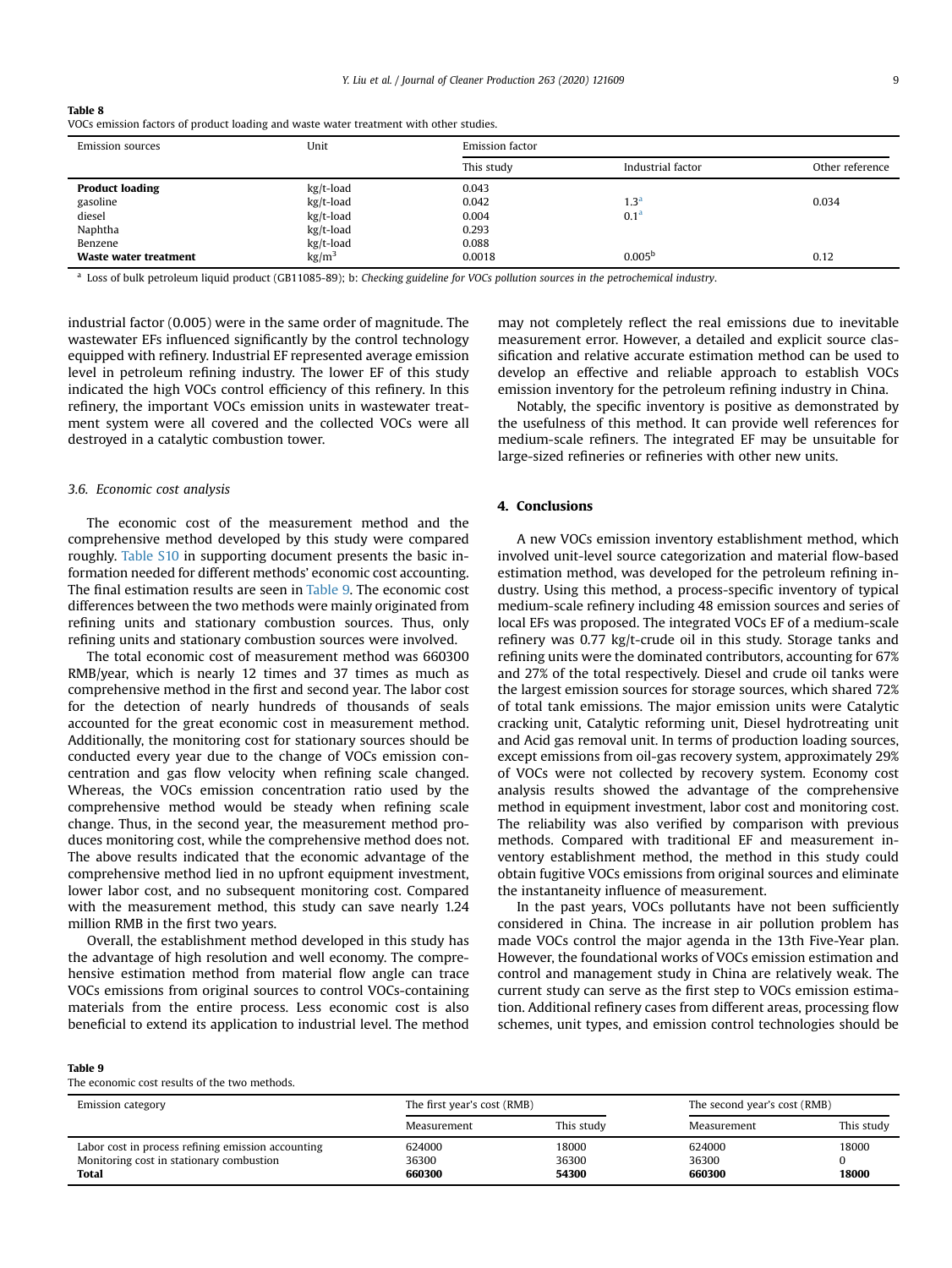**Table 8**
VOCs emission factors of product loading and waste water treatment with other studies.

| Emission sources | Unit | Emission factor | | |
|---|---|---|---|---|
| | | This study | Industrial factor | Other reference |
| **Product loading** | kg/t-load | 0.043 | | |
| gasoline | kg/t-load | 0.042 | 1.3[a] | 0.034 |
| diesel | kg/t-load | 0.004 | 0.1[a] | |
| Naphtha | kg/t-load | 0.293 | | |
| Benzene | kg/t-load | 0.088 | | |
| **Waste water treatment** | $kg/m^3$ | 0.0018 | 0.005[b] | 0.12 |

[a] Loss of bulk petroleum liquid product (GB11085-89); b: *Checking guideline for VOCs pollution sources in the petrochemical industry*.

industrial factor (0.005) were in the same order of magnitude. The wastewater EFs influenced significantly by the control technology equipped with refinery. Industrial EF represented average emission level in petroleum refining industry. The lower EF of this study indicated the high VOCs control efficiency of this refinery. In this refinery, the important VOCs emission units in wastewater treatment system were all covered and the collected VOCs were all destroyed in a catalytic combustion tower.

### 3.6. Economic cost analysis

The economic cost of the measurement method and the comprehensive method developed by this study were compared roughly. Table S10 in supporting document presents the basic information needed for different methods' economic cost accounting. The final estimation results are seen in Table 9. The economic cost differences between the two methods were mainly originated from refining units and stationary combustion sources. Thus, only refining units and stationary combustion sources were involved.

The total economic cost of measurement method was 660300 RMB/year, which is nearly 12 times and 37 times as much as comprehensive method in the first and second year. The labor cost for the detection of nearly hundreds of thousands of seals accounted for the great economic cost in measurement method. Additionally, the monitoring cost for stationary sources should be conducted every year due to the change of VOCs emission concentration and gas flow velocity when refining scale changed. Whereas, the VOCs emission concentration ratio used by the comprehensive method would be steady when refining scale change. Thus, in the second year, the measurement method produces monitoring cost, while the comprehensive method does not. The above results indicated that the economic advantage of the comprehensive method lied in no upfront equipment investment, lower labor cost, and no subsequent monitoring cost. Compared with the measurement method, this study can save nearly 1.24 million RMB in the first two years.

Overall, the establishment method developed in this study has the advantage of high resolution and well economy. The comprehensive estimation method from material flow angle can trace VOCs emissions from original sources to control VOCs-containing materials from the entire process. Less economic cost is also beneficial to extend its application to industrial level. The method may not completely reflect the real emissions due to inevitable measurement error. However, a detailed and explicit source classification and relative accurate estimation method can be used to develop an effective and reliable approach to establish VOCs emission inventory for the petroleum refining industry in China.

Notably, the specific inventory is positive as demonstrated by the usefulness of this method. It can provide well references for medium-scale refiners. The integrated EF may be unsuitable for large-sized refineries or refineries with other new units.

## 4. Conclusions

A new VOCs emission inventory establishment method, which involved unit-level source categorization and material flow-based estimation method, was developed for the petroleum refining industry. Using this method, a process-specific inventory of typical medium-scale refinery including 48 emission sources and series of local EFs was proposed. The integrated VOCs EF of a medium-scale refinery was 0.77 kg/t-crude oil in this study. Storage tanks and refining units were the dominated contributors, accounting for 67% and 27% of the total respectively. Diesel and crude oil tanks were the largest emission sources for storage sources, which shared 72% of total tank emissions. The major emission units were Catalytic cracking unit, Catalytic reforming unit, Diesel hydrotreating unit and Acid gas removal unit. In terms of production loading sources, except emissions from oil-gas recovery system, approximately 29% of VOCs were not collected by recovery system. Economy cost analysis results showed the advantage of the comprehensive method in equipment investment, labor cost and monitoring cost. The reliability was also verified by comparison with previous methods. Compared with traditional EF and measurement inventory establishment method, the method in this study could obtain fugitive VOCs emissions from original sources and eliminate the instantaneity influence of measurement.

In the past years, VOCs pollutants have not been sufficiently considered in China. The increase in air pollution problem has made VOCs control the major agenda in the 13th Five-Year plan. However, the foundational works of VOCs emission estimation and control and management study in China are relatively weak. The current study can serve as the first step to VOCs emission estimation. Additional refinery cases from different areas, processing flow schemes, unit types, and emission control technologies should be

**Table 9**
The economic cost results of the two methods.

| Emission category | The first year's cost (RMB) | | The second year's cost (RMB) | |
|---|---|---|---|---|
| | Measurement | This study | Measurement | This study |
| Labor cost in process refining emission accounting | 624000 | 18000 | 624000 | 18000 |
| Monitoring cost in stationary combustion | 36300 | 36300 | 36300 | 0 |
| **Total** | **660300** | **54300** | **660300** | **18000** |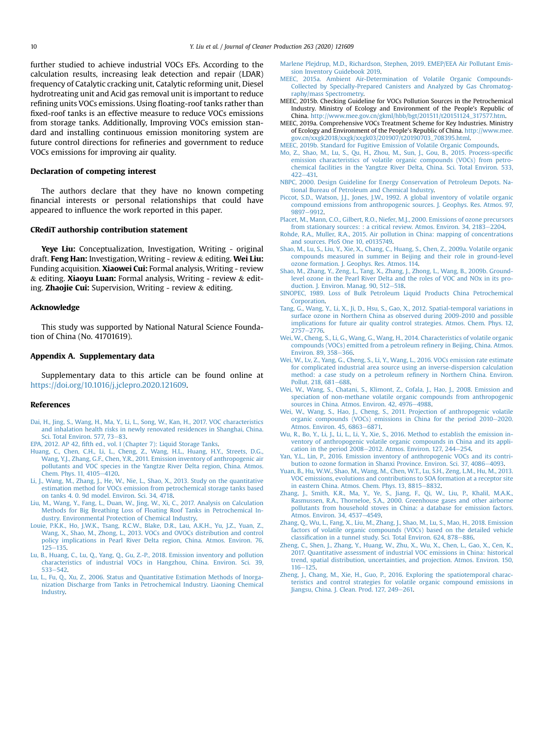further studied to achieve industrial VOCs EFs. According to the calculation results, increasing leak detection and repair (LDAR) frequency of Catalytic cracking unit, Catalytic reforming unit, Diesel hydrotreating unit and Acid gas removal unit is important to reduce refining units VOCs emissions. Using floating-roof tanks rather than fixed-roof tanks is an effective measure to reduce VOCs emissions from storage tanks. Additionally, Improving VOCs emission standard and installing continuous emission monitoring system are future control directions for refineries and government to reduce VOCs emissions for improving air quality.

## Declaration of competing interest

The authors declare that they have no known competing financial interests or personal relationships that could have appeared to influence the work reported in this paper.

## CRediT authorship contribution statement

**Yeye Liu:** Conceptualization, Investigation, Writing - original draft. **Feng Han:** Investigation, Writing - review & editing. **Wei Liu:** Funding acquisition. **Xiaowei Cui:** Formal analysis, Writing - review & editing. **Xiaoyu Luan:** Formal analysis, Writing - review & editing. **Zhaojie Cui:** Supervision, Writing - review & editing.

## Acknowledge

This study was supported by National Natural Science Foundation of China (No. 41701619).

## Appendix A. Supplementary data

Supplementary data to this article can be found online at https://doi.org/10.1016/j.jclepro.2020.121609.

## References

Dai, H., Jing, S., Wang, H., Ma, Y., Li, L., Song, W., Kan, H., 2017. VOC characteristics and inhalation health risks in newly renovated residences in Shanghai, China. Sci. Total Environ. 577, 73–83.

EPA, 2012. AP 42, fifth ed., vol. I (Chapter 7): Liquid Storage Tanks.

Huang, C., Chen, C.H., Li, L., Cheng, Z., Wang, H.L., Huang, H.Y., Streets, D.G., Wang, Y.J., Zhang, G.F., Chen, Y.R., 2011. Emission inventory of anthropogenic air pollutants and VOC species in the Yangtze River Delta region, China. Atmos. Chem. Phys. 11, 4105–4120.

Li, J., Wang, M., Zhang, J., He, W., Nie, L., Shao, X., 2013. Study on the quantitative estimation method for VOCs emission from petrochemical storage tanks based on tanks 4. 0. 9d model. Environ. Sci. 34, 4718.

Liu, M., Wang, Y., Fang, L., Duan, W., Jing, W., Xi, C., 2017. Analysis on Calculation Methods for Big Breathing Loss of Floating Roof Tanks in Petrochemical Industry. Environmental Protection of Chemical Industry.

Louie, P.K.K., Ho, J.W.K., Tsang, R.C.W., Blake, D.R., Lau, A.K.H., Yu, J.Z., Yuan, Z., Wang, X., Shao, M., Zhong, L., 2013. VOCs and OVOCs distribution and control policy implications in Pearl River Delta region, China. Atmos. Environ. 76, 125–135.

Lu, B., Huang, C., Lu, Q., Yang, Q., Gu, Z.-P., 2018. Emission inventory and pollution characteristics of industrial VOCs in Hangzhou, China. Environ. Sci. 39, 533–542.

Lu, L., Fu, Q., Xu, Z., 2006. Status and Quantitative Estimation Methods of Inorganization Discharge from Tanks in Petrochemical Industry. Liaoning Chemical Industry.

Marlene Plejdrup, M.D., Richardson, Stephen, 2019. EMEP/EEA Air Pollutant Emission Inventory Guidebook 2019.

MEEC, 2015a. Ambient Air-Determination of Volatile Organic Compounds-Collected by Specially-Prepared Canisters and Analyzed by Gas Chromatography/mass Spectrometry.

MEEC, 2015b. Checking Guideline for VOCs Pollution Sources in the Petrochemical Industry. Ministry of Ecology and Environment of the People's Republic of China. http://www.mee.gov.cn/gkml/hbb/bgt/201511/t20151124_317577.htm.

MEEC, 2019a. Comprehensive VOCs Treatment Scheme for Key Industries. Ministry of Ecology and Environment of the People's Republic of China. http://www.mee.gov.cn/xxgk2018/xxgk/xxgk03/201907/t20190703_708395.html.

MEEC, 2019b. Standard for Fugitive Emission of Volatile Organic Compounds.

Mo, Z., Shao, M., Lu, S., Qu, H., Zhou, M., Sun, J., Gou, B., 2015. Process-specific emission characteristics of volatile organic compounds (VOCs) from petrochemical facilities in the Yangtze River Delta, China. Sci. Total Environ. 533, 422–431.

NBPC, 2000. Design Guideline for Energy Conservation of Petroleum Depots. National Bureau of Petroleum and Chemical Industry.

Piccot, S.D., Watson, J.J., Jones, J.W., 1992. A global inventory of volatile organic compound emissions from anthropogenic sources. J. Geophys. Res. Atmos. 97, 9897–9912.

Placet, M., Mann, C.O., Gilbert, R.O., Niefer, M.J., 2000. Emissions of ozone precursors from stationary sources: : a critical review. Atmos. Environ. 34, 2183–2204.

Rohde, R.A., Muller, R.A., 2015. Air pollution in China: mapping of concentrations and sources. PloS One 10, e0135749.

Shao, M., Lu, S., Liu, Y., Xie, X., Chang, C., Huang, S., Chen, Z., 2009a. Volatile organic compounds measured in summer in Beijing and their role in ground-level ozone formation. J. Geophys. Res. Atmos. 114.

Shao, M., Zhang, Y., Zeng, L., Tang, X., Zhang, J., Zhong, L., Wang, B., 2009b. Ground-level ozone in the Pearl River Delta and the roles of VOC and NOx in its production. J. Environ. Manag. 90, 512–518.

SINOPEC, 1989. Loss of Bulk Petroleum Liquid Products China Petrochemical Corporation.

Tang, G., Wang, Y., Li, X., Ji, D., Hsu, S., Gao, X., 2012. Spatial-temporal variations in surface ozone in Northern China as observed during 2009-2010 and possible implications for future air quality control strategies. Atmos. Chem. Phys. 12, 2757–2776.

Wei, W., Cheng, S., Li, G., Wang, G., Wang, H., 2014. Characteristics of volatile organic compounds (VOCs) emitted from a petroleum refinery in Beijing, China. Atmos. Environ. 89, 358–366.

Wei, W., Lv, Z., Yang, G., Cheng, S., Li, Y., Wang, L., 2016. VOCs emission rate estimate for complicated industrial area source using an inverse-dispersion calculation method: a case study on a petroleum refinery in Northern China. Environ. Pollut. 218, 681–688.

Wei, W., Wang, S., Chatani, S., Klimont, Z., Cofala, J., Hao, J., 2008. Emission and speciation of non-methane volatile organic compounds from anthropogenic sources in China. Atmos. Environ. 42, 4976–4988.

Wei, W., Wang, S., Hao, J., Cheng, S., 2011. Projection of anthropogenic volatile organic compounds (VOCs) emissions in China for the period 2010–2020. Atmos. Environ. 45, 6863–6871.

Wu, R., Bo, Y., Li, J., Li, L., Li, Y., Xie, S., 2016. Method to establish the emission inventory of anthropogenic volatile organic compounds in China and its application in the period 2008–2012. Atmos. Environ. 127, 244–254.

Yan, Y.L., Lin, P., 2016. Emission inventory of anthropogenic VOCs and its contribution to ozone formation in Shanxi Province. Environ. Sci. 37, 4086–4093.

Yuan, B., Hu, W.W., Shao, M., Wang, M., Chen, W.T., Lu, S.H., Zeng, L.M., Hu, M., 2013. VOC emissions, evolutions and contributions to SOA formation at a receptor site in eastern China. Atmos. Chem. Phys. 13, 8815–8832.

Zhang, J., Smith, K.R., Ma, Y., Ye, S., Jiang, F., Qi, W., Liu, P., Khalil, M.A.K., Rasmussen, R.A., Thorneloe, S.A., 2000. Greenhouse gases and other airborne pollutants from household stoves in China: a database for emission factors. Atmos. Environ. 34, 4537–4549.

Zhang, Q., Wu, L., Fang, X., Liu, M., Zhang, J., Shao, M., Lu, S., Mao, H., 2018. Emission factors of volatile organic compounds (VOCs) based on the detailed vehicle classification in a tunnel study. Sci. Total Environ. 624, 878–886.

Zheng, C., Shen, J., Zhang, Y., Huang, W., Zhu, X., Wu, X., Chen, L., Gao, X., Cen, K., 2017. Quantitative assessment of industrial VOC emissions in China: historical trend, spatial distribution, uncertainties, and projection. Atmos. Environ. 150, 116–125.

Zheng, J., Chang, M., Xie, H., Guo, P., 2016. Exploring the spatiotemporal characteristics and control strategies for volatile organic compound emissions in Jiangsu, China. J. Clean. Prod. 127, 249–261.